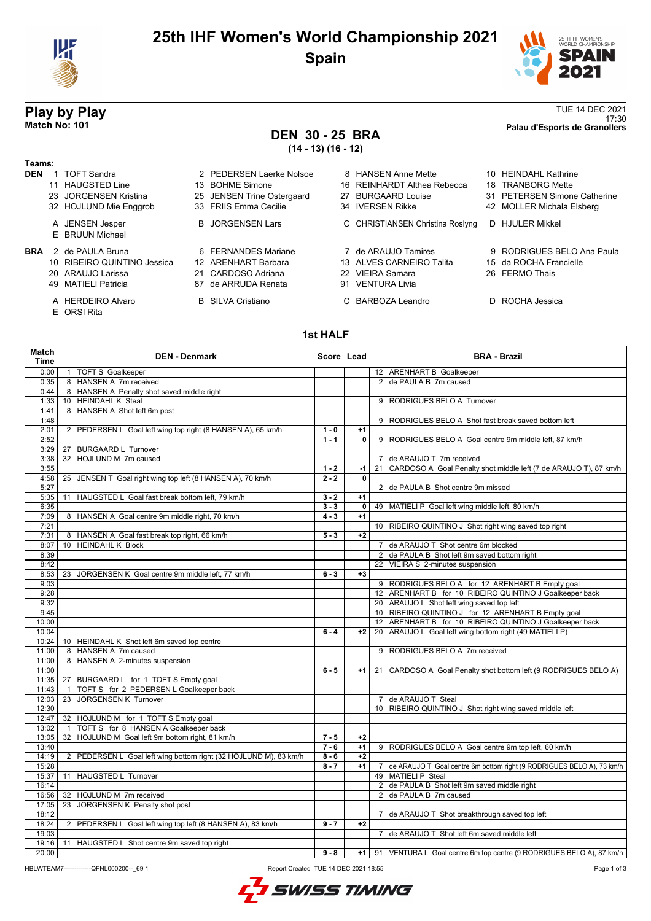# 25th IHF Women's World Championship 2021

## Spain

## Play by Play

**Match No: 101**

TUE 14 DEC 2021
17:30
**Palau d'Esports de Granollers**

## DEN 30 - 25 BRA

**(14 - 13) (16 - 12)**

**Teams:**

**DEN**
1 TOFT Sandra, 2 PEDERSEN Laerke Nolsoe, 8 HANSEN Anne Mette, 10 HEINDAHL Kathrine, 11 HAUGSTED Line, 13 BOHME Simone, 16 REINHARDT Althea Rebecca, 18 TRANBORG Mette, 23 JORGENSEN Kristina, 25 JENSEN Trine Ostergaard, 27 BURGAARD Louise, 31 PETERSEN Simone Catherine, 32 HOJLUND Mie Enggrob, 33 FRIIS Emma Cecilie, 34 IVERSEN Rikke, 42 MOLLER Michala Elsberg

A JENSEN Jesper, B JORGENSEN Lars, C CHRISTIANSEN Christina Roslyng, D HJULER Mikkel, E BRUUN Michael

**BRA**
2 de PAULA Bruna, 6 FERNANDES Mariane, 7 de ARAUJO Tamires, 9 RODRIGUES BELO Ana Paula, 10 RIBEIRO QUINTINO Jessica, 12 ARENHART Barbara, 13 ALVES CARNEIRO Talita, 15 da ROCHA Francielle, 20 ARAUJO Larissa, 21 CARDOSO Adriana, 22 VIEIRA Samara, 26 FERMO Thais, 49 MATIELI Patricia, 87 de ARRUDA Renata, 91 VENTURA Livia

A HERDEIRO Alvaro, B SILVA Cristiano, C BARBOZA Leandro, D ROCHA Jessica, E ORSI Rita

### 1st HALF

| Match Time | DEN - Denmark | Score | Lead | BRA - Brazil |
|---|---|---|---|---|
| 0:00 | 1 TOFT S Goalkeeper | | | 12 ARENHART B Goalkeeper |
| 0:35 | 8 HANSEN A 7m received | | | 2 de PAULA B 7m caused |
| 0:44 | 8 HANSEN A Penalty shot saved middle right | | | |
| 1:33 | 10 HEINDAHL K Steal | | | 9 RODRIGUES BELO A Turnover |
| 1:41 | 8 HANSEN A Shot left 6m post | | | |
| 1:48 | | | | 9 RODRIGUES BELO A Shot fast break saved bottom left |
| 2:01 | 2 PEDERSEN L Goal left wing top right (8 HANSEN A), 65 km/h | 1 - 0 | +1 | |
| 2:52 | | 1 - 1 | 0 | 9 RODRIGUES BELO A Goal centre 9m middle left, 87 km/h |
| 3:29 | 27 BURGAARD L Turnover | | | |
| 3:38 | 32 HOJLUND M 7m caused | | | 7 de ARAUJO T 7m received |
| 3:55 | | 1 - 2 | -1 | 21 CARDOSO A Goal Penalty shot middle left (7 de ARAUJO T), 87 km/h |
| 4:58 | 25 JENSEN T Goal right wing top left (8 HANSEN A), 70 km/h | 2 - 2 | 0 | |
| 5:27 | | | | 2 de PAULA B Shot centre 9m missed |
| 5:35 | 11 HAUGSTED L Goal fast break bottom left, 79 km/h | 3 - 2 | +1 | |
| 6:35 | | 3 - 3 | 0 | 49 MATIELI P Goal left wing middle left, 80 km/h |
| 7:09 | 8 HANSEN A Goal centre 9m middle right, 70 km/h | 4 - 3 | +1 | |
| 7:21 | | | | 10 RIBEIRO QUINTINO J Shot right wing saved top right |
| 7:31 | 8 HANSEN A Goal fast break top right, 66 km/h | 5 - 3 | +2 | |
| 8:07 | 10 HEINDAHL K Block | | | 7 de ARAUJO T Shot centre 6m blocked |
| 8:39 | | | | 2 de PAULA B Shot left 9m saved bottom right |
| 8:42 | | | | 22 VIEIRA S 2-minutes suspension |
| 8:53 | 23 JORGENSEN K Goal centre 9m middle left, 77 km/h | 6 - 3 | +3 | |
| 9:03 | | | | 9 RODRIGUES BELO A for 12 ARENHART B Empty goal |
| 9:28 | | | | 12 ARENHART B for 10 RIBEIRO QUINTINO J Goalkeeper back |
| 9:32 | | | | 20 ARAUJO L Shot left wing saved top left |
| 9:45 | | | | 10 RIBEIRO QUINTINO J for 12 ARENHART B Empty goal |
| 10:00 | | | | 12 ARENHART B for 10 RIBEIRO QUINTINO J Goalkeeper back |
| 10:04 | | 6 - 4 | +2 | 20 ARAUJO L Goal left wing bottom right (49 MATIELI P) |
| 10:24 | 10 HEINDAHL K Shot left 6m saved top centre | | | |
| 11:00 | 8 HANSEN A 7m caused | | | 9 RODRIGUES BELO A 7m received |
| 11:00 | 8 HANSEN A 2-minutes suspension | | | |
| 11:00 | | 6 - 5 | +1 | 21 CARDOSO A Goal Penalty shot bottom left (9 RODRIGUES BELO A) |
| 11:35 | 27 BURGAARD L for 1 TOFT S Empty goal | | | |
| 11:43 | 1 TOFT S for 2 PEDERSEN L Goalkeeper back | | | |
| 12:03 | 23 JORGENSEN K Turnover | | | 7 de ARAUJO T Steal |
| 12:30 | | | | 10 RIBEIRO QUINTINO J Shot right wing saved middle left |
| 12:47 | 32 HOJLUND M for 1 TOFT S Empty goal | | | |
| 13:02 | 1 TOFT S for 8 HANSEN A Goalkeeper back | | | |
| 13:05 | 32 HOJLUND M Goal left 9m bottom right, 81 km/h | 7 - 5 | +2 | |
| 13:40 | | 7 - 6 | +1 | 9 RODRIGUES BELO A Goal centre 9m top left, 60 km/h |
| 14:19 | 2 PEDERSEN L Goal left wing bottom right (32 HOJLUND M), 83 km/h | 8 - 6 | +2 | |
| 15:28 | | 8 - 7 | +1 | 7 de ARAUJO T Goal centre 6m bottom right (9 RODRIGUES BELO A), 73 km/h |
| 15:37 | 11 HAUGSTED L Turnover | | | 49 MATIELI P Steal |
| 16:14 | | | | 2 de PAULA B Shot left 9m saved middle right |
| 16:56 | 32 HOJLUND M 7m received | | | 2 de PAULA B 7m caused |
| 17:05 | 23 JORGENSEN K Penalty shot post | | | |
| 18:12 | | | | 7 de ARAUJO T Shot breakthrough saved top left |
| 18:24 | 2 PEDERSEN L Goal left wing top left (8 HANSEN A), 83 km/h | 9 - 7 | +2 | |
| 19:03 | | | | 7 de ARAUJO T Shot left 6m saved middle left |
| 19:16 | 11 HAUGSTED L Shot centre 9m saved top right | | | |
| 20:00 | | 9 - 8 | +1 | 91 VENTURA L Goal centre 6m top centre (9 RODRIGUES BELO A), 87 km/h |

HBLWTEAM7-------------QFNL000200--_69 1 Report Created TUE 14 DEC 2021 18:55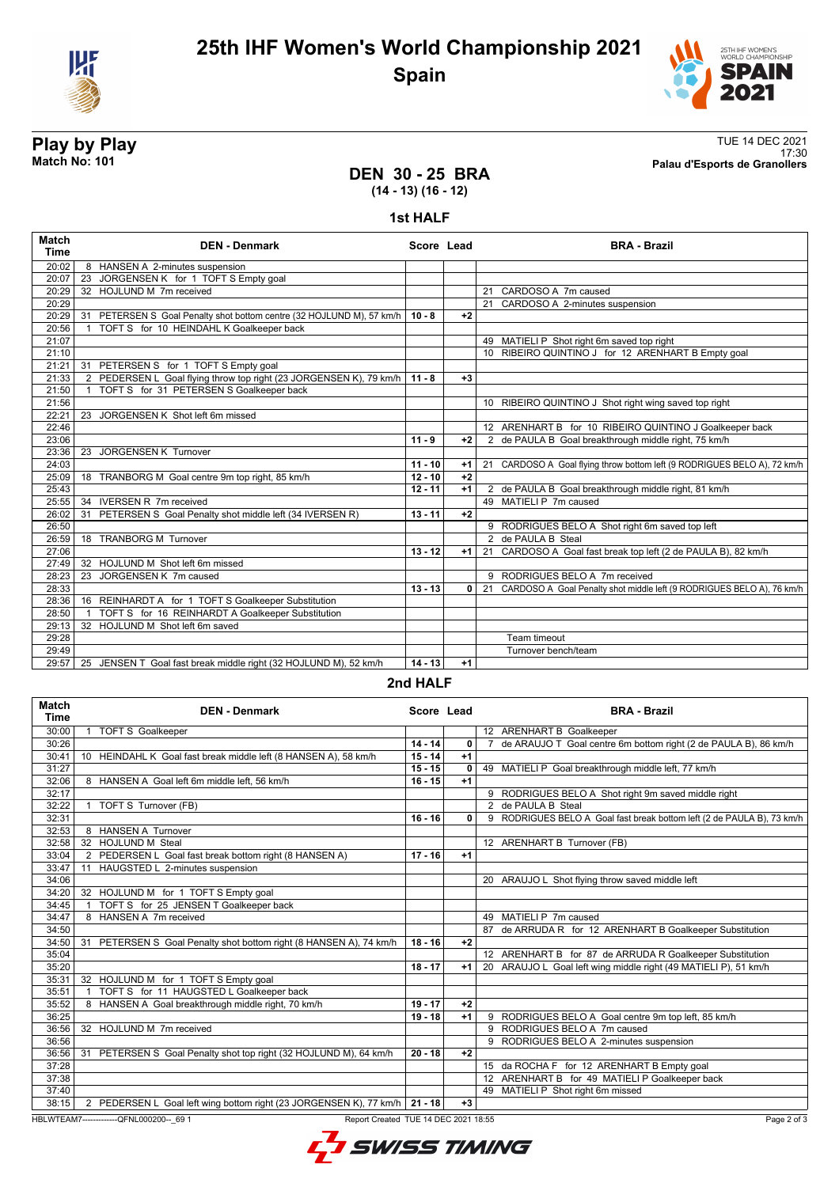# 25th IHF Women's World Championship 2021

**Spain**

## Play by Play

**Match No: 101**

TUE 14 DEC 2021
17:30
**Palau d'Esports de Granollers**

## DEN 30 - 25 BRA
**(14 - 13) (16 - 12)**

### 1st HALF

| Match Time | DEN - Denmark | Score | Lead | BRA - Brazil |
|---|---|---|---|---|
| 20:02 | 8 HANSEN A 2-minutes suspension | | | |
| 20:07 | 23 JORGENSEN K for 1 TOFT S Empty goal | | | |
| 20:29 | 32 HOJLUND M 7m received | | | 21 CARDOSO A 7m caused |
| 20:29 | | | | 21 CARDOSO A 2-minutes suspension |
| 20:29 | 31 PETERSEN S Goal Penalty shot bottom centre (32 HOJLUND M), 57 km/h | 10 - 8 | +2 | |
| 20:56 | 1 TOFT S for 10 HEINDAHL K Goalkeeper back | | | |
| 21:07 | | | | 49 MATIELI P Shot right 6m saved top right |
| 21:10 | | | | 10 RIBEIRO QUINTINO J for 12 ARENHART B Empty goal |
| 21:21 | 31 PETERSEN S for 1 TOFT S Empty goal | | | |
| 21:33 | 2 PEDERSEN L Goal flying throw top right (23 JORGENSEN K), 79 km/h | 11 - 8 | +3 | |
| 21:50 | 1 TOFT S for 31 PETERSEN S Goalkeeper back | | | |
| 21:56 | | | | 10 RIBEIRO QUINTINO J Shot right wing saved top right |
| 22:21 | 23 JORGENSEN K Shot left 6m missed | | | |
| 22:46 | | | | 12 ARENHART B for 10 RIBEIRO QUINTINO J Goalkeeper back |
| 23:06 | | 11 - 9 | +2 | 2 de PAULA B Goal breakthrough middle right, 75 km/h |
| 23:36 | 23 JORGENSEN K Turnover | | | |
| 24:03 | | 11 - 10 | +1 | 21 CARDOSO A Goal flying throw bottom left (9 RODRIGUES BELO A), 72 km/h |
| 25:09 | 18 TRANBORG M Goal centre 9m top right, 85 km/h | 12 - 10 | +2 | |
| 25:43 | | 12 - 11 | +1 | 2 de PAULA B Goal breakthrough middle right, 81 km/h |
| 25:55 | 34 IVERSEN R 7m received | | | 49 MATIELI P 7m caused |
| 26:02 | 31 PETERSEN S Goal Penalty shot middle left (34 IVERSEN R) | 13 - 11 | +2 | |
| 26:50 | | | | 9 RODRIGUES BELO A Shot right 6m saved top left |
| 26:59 | 18 TRANBORG M Turnover | | | 2 de PAULA B Steal |
| 27:06 | | 13 - 12 | +1 | 21 CARDOSO A Goal fast break top left (2 de PAULA B), 82 km/h |
| 27:49 | 32 HOJLUND M Shot left 6m missed | | | |
| 28:23 | 23 JORGENSEN K 7m caused | | | 9 RODRIGUES BELO A 7m received |
| 28:33 | | 13 - 13 | 0 | 21 CARDOSO A Goal Penalty shot middle left (9 RODRIGUES BELO A), 76 km/h |
| 28:36 | 16 REINHARDT A for 1 TOFT S Goalkeeper Substitution | | | |
| 28:50 | 1 TOFT S for 16 REINHARDT A Goalkeeper Substitution | | | |
| 29:13 | 32 HOJLUND M Shot left 6m saved | | | |
| 29:28 | | | | Team timeout |
| 29:49 | | | | Turnover bench/team |
| 29:57 | 25 JENSEN T Goal fast break middle right (32 HOJLUND M), 52 km/h | 14 - 13 | +1 | |

### 2nd HALF

| Match Time | DEN - Denmark | Score | Lead | BRA - Brazil |
|---|---|---|---|---|
| 30:00 | 1 TOFT S Goalkeeper | | | 12 ARENHART B Goalkeeper |
| 30:26 | | 14 - 14 | 0 | 7 de ARAUJO T Goal centre 6m bottom right (2 de PAULA B), 86 km/h |
| 30:41 | 10 HEINDAHL K Goal fast break middle left (8 HANSEN A), 58 km/h | 15 - 14 | +1 | |
| 31:27 | | 15 - 15 | 0 | 49 MATIELI P Goal breakthrough middle left, 77 km/h |
| 32:06 | 8 HANSEN A Goal left 6m middle left, 56 km/h | 16 - 15 | +1 | |
| 32:17 | | | | 9 RODRIGUES BELO A Shot right 9m saved middle right |
| 32:22 | 1 TOFT S Turnover (FB) | | | 2 de PAULA B Steal |
| 32:31 | | 16 - 16 | 0 | 9 RODRIGUES BELO A Goal fast break bottom left (2 de PAULA B), 73 km/h |
| 32:53 | 8 HANSEN A Turnover | | | |
| 32:58 | 32 HOJLUND M Steal | | | 12 ARENHART B Turnover (FB) |
| 33:04 | 2 PEDERSEN L Goal fast break bottom right (8 HANSEN A) | 17 - 16 | +1 | |
| 33:47 | 11 HAUGSTED L 2-minutes suspension | | | |
| 34:06 | | | | 20 ARAUJO L Shot flying throw saved middle left |
| 34:20 | 32 HOJLUND M for 1 TOFT S Empty goal | | | |
| 34:45 | 1 TOFT S for 25 JENSEN T Goalkeeper back | | | |
| 34:47 | 8 HANSEN A 7m received | | | 49 MATIELI P 7m caused |
| 34:50 | | | | 87 de ARRUDA R for 12 ARENHART B Goalkeeper Substitution |
| 34:50 | 31 PETERSEN S Goal Penalty shot bottom right (8 HANSEN A), 74 km/h | 18 - 16 | +2 | |
| 35:04 | | | | 12 ARENHART B for 87 de ARRUDA R Goalkeeper Substitution |
| 35:20 | | 18 - 17 | +1 | 20 ARAUJO L Goal left wing middle right (49 MATIELI P), 51 km/h |
| 35:31 | 32 HOJLUND M for 1 TOFT S Empty goal | | | |
| 35:51 | 1 TOFT S for 11 HAUGSTED L Goalkeeper back | | | |
| 35:52 | 8 HANSEN A Goal breakthrough middle right, 70 km/h | 19 - 17 | +2 | |
| 36:25 | | 19 - 18 | +1 | 9 RODRIGUES BELO A Goal centre 9m top left, 85 km/h |
| 36:56 | 32 HOJLUND M 7m received | | | 9 RODRIGUES BELO A 7m caused |
| 36:56 | | | | 9 RODRIGUES BELO A 2-minutes suspension |
| 36:56 | 31 PETERSEN S Goal Penalty shot top right (32 HOJLUND M), 64 km/h | 20 - 18 | +2 | |
| 37:28 | | | | 15 da ROCHA F for 12 ARENHART B Empty goal |
| 37:38 | | | | 12 ARENHART B for 49 MATIELI P Goalkeeper back |
| 37:40 | | | | 49 MATIELI P Shot right 6m missed |
| 38:15 | 2 PEDERSEN L Goal left wing bottom right (23 JORGENSEN K), 77 km/h | 21 - 18 | +3 | |

HBLWTEAM7-------------QFNL000200--_69 1 Report Created TUE 14 DEC 2021 18:55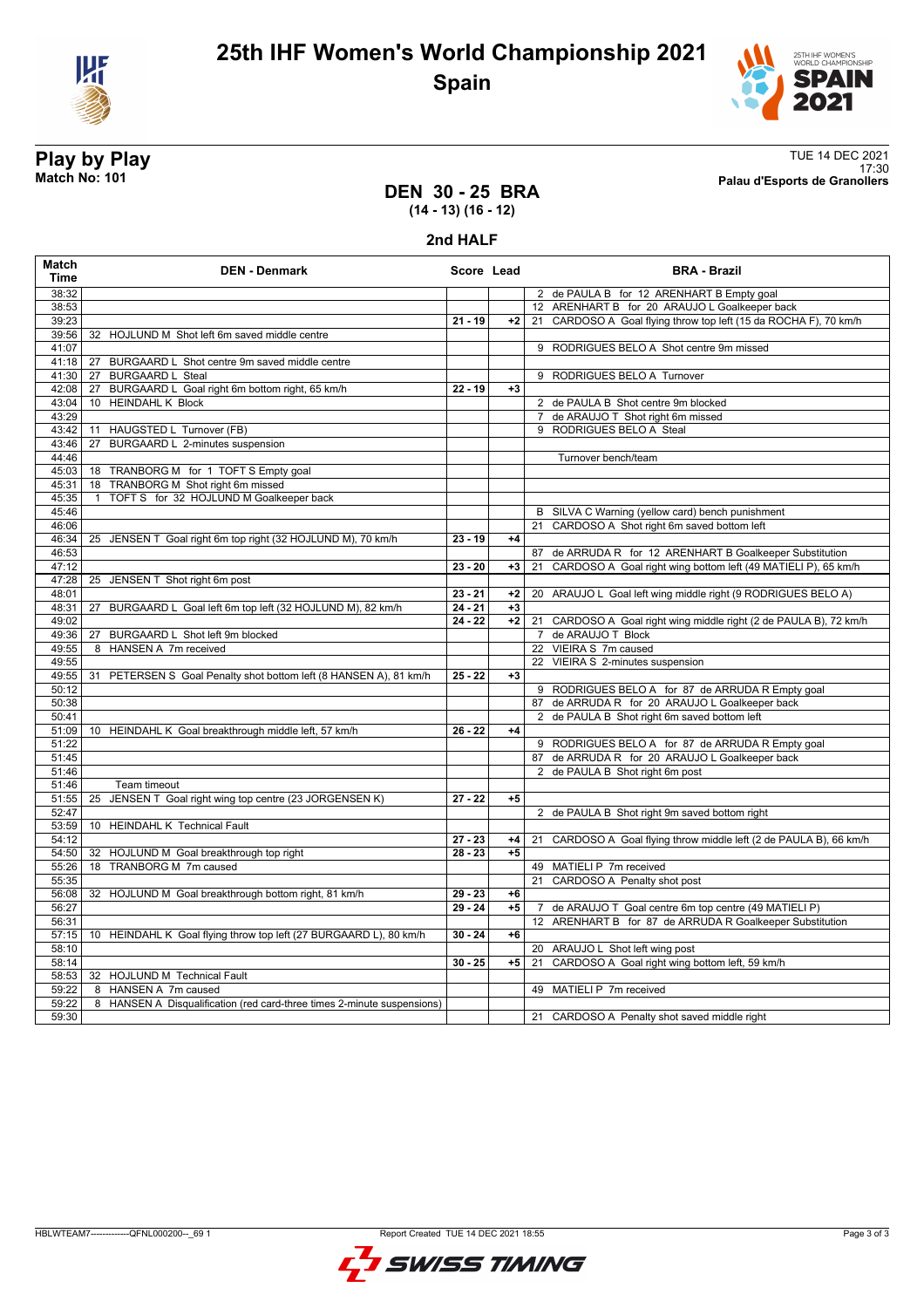# 25th IHF Women's World Championship 2021

## Spain

**Play by Play**
**Match No: 101**

TUE 14 DEC 2021
17:30
**Palau d'Esports de Granollers**

### DEN 30 - 25 BRA

**(14 - 13) (16 - 12)**

### 2nd HALF

| Match Time | DEN - Denmark | Score | Lead | BRA - Brazil |
|---|---|---|---|---|
| 38:32 | | | | 2 de PAULA B for 12 ARENHART B Empty goal |
| 38:53 | | | | 12 ARENHART B for 20 ARAUJO L Goalkeeper back |
| 39:23 | | 21 - 19 | +2 | 21 CARDOSO A Goal flying throw top left (15 da ROCHA F), 70 km/h |
| 39:56 | 32 HOJLUND M Shot left 6m saved middle centre | | | |
| 41:07 | | | | 9 RODRIGUES BELO A Shot centre 9m missed |
| 41:18 | 27 BURGAARD L Shot centre 9m saved middle centre | | | |
| 41:30 | 27 BURGAARD L Steal | | | 9 RODRIGUES BELO A Turnover |
| 42:08 | 27 BURGAARD L Goal right 6m bottom right, 65 km/h | 22 - 19 | +3 | |
| 43:04 | 10 HEINDAHL K Block | | | 2 de PAULA B Shot centre 9m blocked |
| 43:29 | | | | 7 de ARAUJO T Shot right 6m missed |
| 43:42 | 11 HAUGSTED L Turnover (FB) | | | 9 RODRIGUES BELO A Steal |
| 43:46 | 27 BURGAARD L 2-minutes suspension | | | |
| 44:46 | | | | Turnover bench/team |
| 45:03 | 18 TRANBORG M for 1 TOFT S Empty goal | | | |
| 45:31 | 18 TRANBORG M Shot right 6m missed | | | |
| 45:35 | 1 TOFT S for 32 HOJLUND M Goalkeeper back | | | |
| 45:46 | | | | B SILVA C Warning (yellow card) bench punishment |
| 46:06 | | | | 21 CARDOSO A Shot right 6m saved bottom left |
| 46:34 | 25 JENSEN T Goal right 6m top right (32 HOJLUND M), 70 km/h | 23 - 19 | +4 | |
| 46:53 | | | | 87 de ARRUDA R for 12 ARENHART B Goalkeeper Substitution |
| 47:12 | | 23 - 20 | +3 | 21 CARDOSO A Goal right wing bottom left (49 MATIELI P), 65 km/h |
| 47:28 | 25 JENSEN T Shot right 6m post | | | |
| 48:01 | | 23 - 21 | +2 | 20 ARAUJO L Goal left wing middle right (9 RODRIGUES BELO A) |
| 48:31 | 27 BURGAARD L Goal left 6m top left (32 HOJLUND M), 82 km/h | 24 - 21 | +3 | |
| 49:02 | | 24 - 22 | +2 | 21 CARDOSO A Goal right wing middle right (2 de PAULA B), 72 km/h |
| 49:36 | 27 BURGAARD L Shot left 9m blocked | | | 7 de ARAUJO T Block |
| 49:55 | 8 HANSEN A 7m received | | | 22 VIEIRA S 7m caused |
| 49:55 | | | | 22 VIEIRA S 2-minutes suspension |
| 49:55 | 31 PETERSEN S Goal Penalty shot bottom left (8 HANSEN A), 81 km/h | 25 - 22 | +3 | |
| 50:12 | | | | 9 RODRIGUES BELO A for 87 de ARRUDA R Empty goal |
| 50:38 | | | | 87 de ARRUDA R for 20 ARAUJO L Goalkeeper back |
| 50:41 | | | | 2 de PAULA B Shot right 6m saved bottom left |
| 51:09 | 10 HEINDAHL K Goal breakthrough middle left, 57 km/h | 26 - 22 | +4 | |
| 51:22 | | | | 9 RODRIGUES BELO A for 87 de ARRUDA R Empty goal |
| 51:45 | | | | 87 de ARRUDA R for 20 ARAUJO L Goalkeeper back |
| 51:46 | | | | 2 de PAULA B Shot right 6m post |
| 51:46 | Team timeout | | | |
| 51:55 | 25 JENSEN T Goal right wing top centre (23 JORGENSEN K) | 27 - 22 | +5 | |
| 52:47 | | | | 2 de PAULA B Shot right 9m saved bottom right |
| 53:59 | 10 HEINDAHL K Technical Fault | | | |
| 54:12 | | 27 - 23 | +4 | 21 CARDOSO A Goal flying throw middle left (2 de PAULA B), 66 km/h |
| 54:50 | 32 HOJLUND M Goal breakthrough top right | 28 - 23 | +5 | |
| 55:26 | 18 TRANBORG M 7m caused | | | 49 MATIELI P 7m received |
| 55:35 | | | | 21 CARDOSO A Penalty shot post |
| 56:08 | 32 HOJLUND M Goal breakthrough bottom right, 81 km/h | 29 - 23 | +6 | |
| 56:27 | | 29 - 24 | +5 | 7 de ARAUJO T Goal centre 6m top centre (49 MATIELI P) |
| 56:31 | | | | 12 ARENHART B for 87 de ARRUDA R Goalkeeper Substitution |
| 57:15 | 10 HEINDAHL K Goal flying throw top left (27 BURGAARD L), 80 km/h | 30 - 24 | +6 | |
| 58:10 | | | | 20 ARAUJO L Shot left wing post |
| 58:14 | | 30 - 25 | +5 | 21 CARDOSO A Goal right wing bottom left, 59 km/h |
| 58:53 | 32 HOJLUND M Technical Fault | | | |
| 59:22 | 8 HANSEN A 7m caused | | | 49 MATIELI P 7m received |
| 59:22 | 8 HANSEN A Disqualification (red card-three times 2-minute suspensions) | | | |
| 59:30 | | | | 21 CARDOSO A Penalty shot saved middle right |

HBLWTEAM7--------------QFNL000200--_69 1 Report Created TUE 14 DEC 2021 18:55